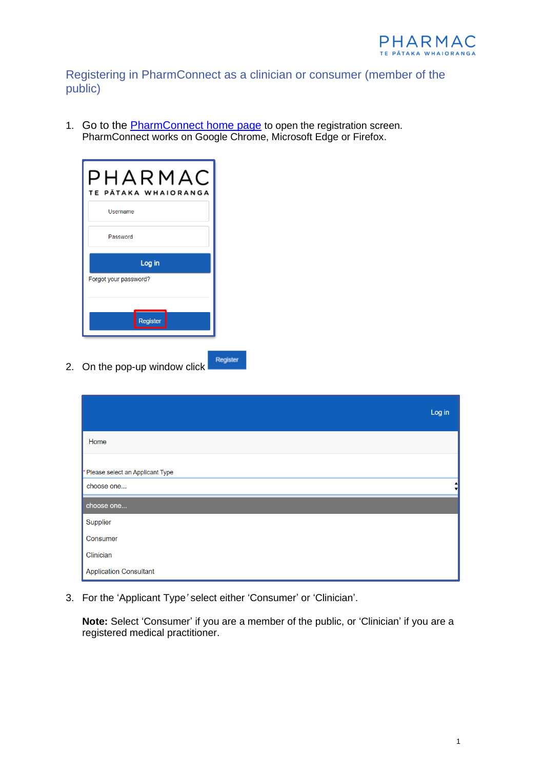# Registering in PharmConnect as a clinician or consumer (member of the public)

1. Go to the [PharmConnect home page](PharmConnect home page) to open the registration screen. PharmConnect works on Google Chrome, Microsoft Edge or Firefox.

2. On the pop-up window click Register

3. For the 'Applicant Type' select either 'Consumer' or 'Clinician'.

   **Note:** Select 'Consumer' if you are a member of the public, or 'Clinician' if you are a registered medical practitioner.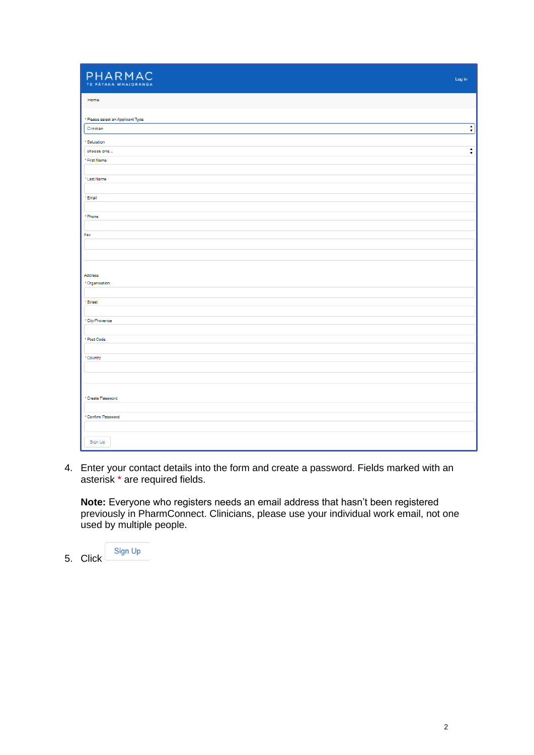PHARMAC
TE PĀTAKA WHAIORANGA

Log in

Home

* Please select an Applicant Type

Clinician

* Salutation

choose one...

* First Name

* Last Name

* Email

* Phone

Fax

Address

* Organisation

* Street

* City/Provence

* Post Code

* Country

* Create Password

* Confirm Password

Sign Up

4. Enter your contact details into the form and create a password. Fields marked with an asterisk * are required fields.

   **Note:** Everyone who registers needs an email address that hasn't been registered previously in PharmConnect. Clinicians, please use your individual work email, not one used by multiple people.

5. Click Sign Up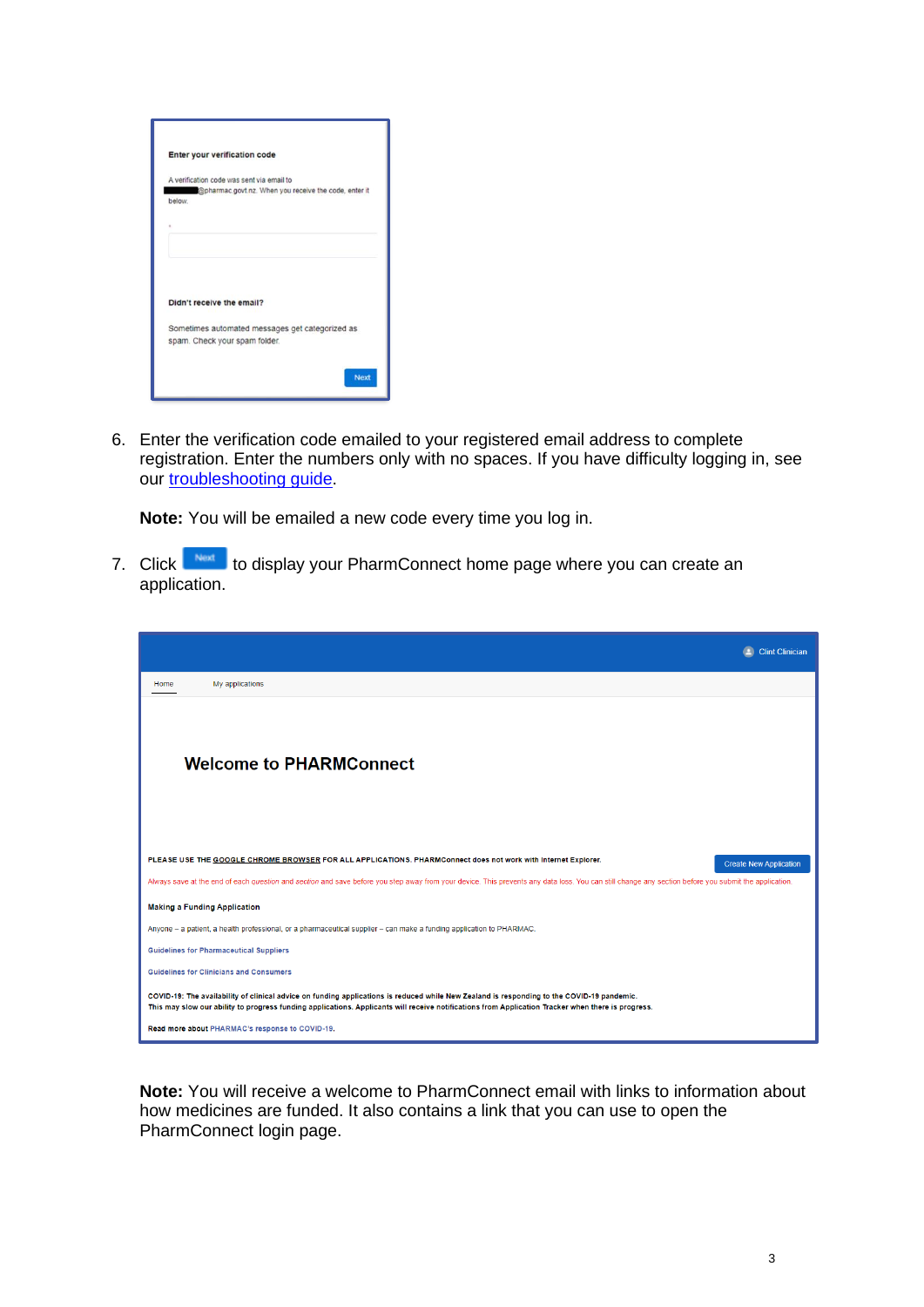6. Enter the verification code emailed to your registered email address to complete registration. Enter the numbers only with no spaces. If you have difficulty logging in, see our troubleshooting guide.

   **Note:** You will be emailed a new code every time you log in.

7. Click Next to display your PharmConnect home page where you can create an application.

**Note:** You will receive a welcome to PharmConnect email with links to information about how medicines are funded. It also contains a link that you can use to open the PharmConnect login page.